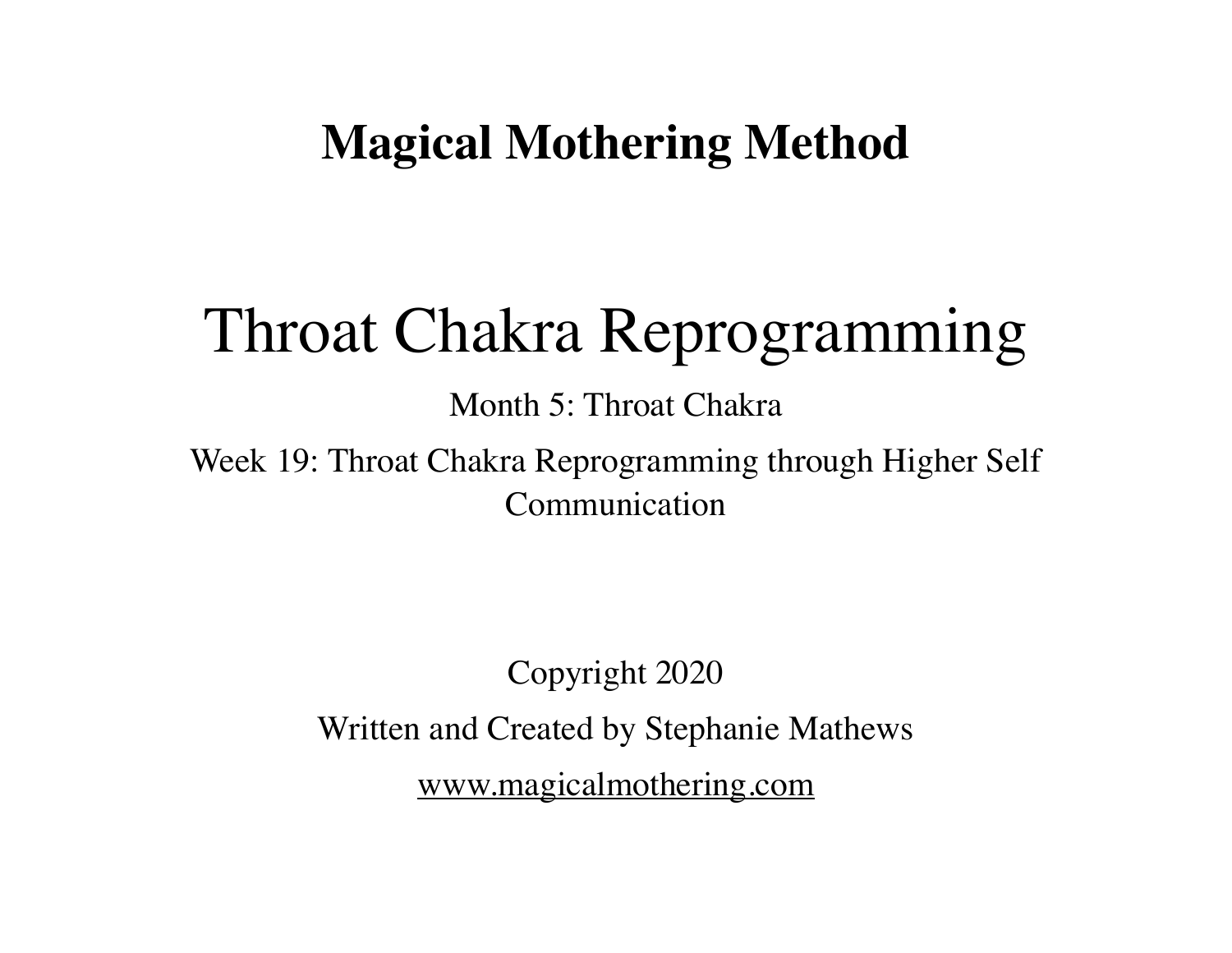**Magical Mothering Method**

# Throat Chakra Reprogramming

Month 5: Throat Chakra

Week 19: Throat Chakra Reprogramming through Higher Self Communication

Copyright 2020

Written and Created by Stephanie Mathews

www.magicalmothering.com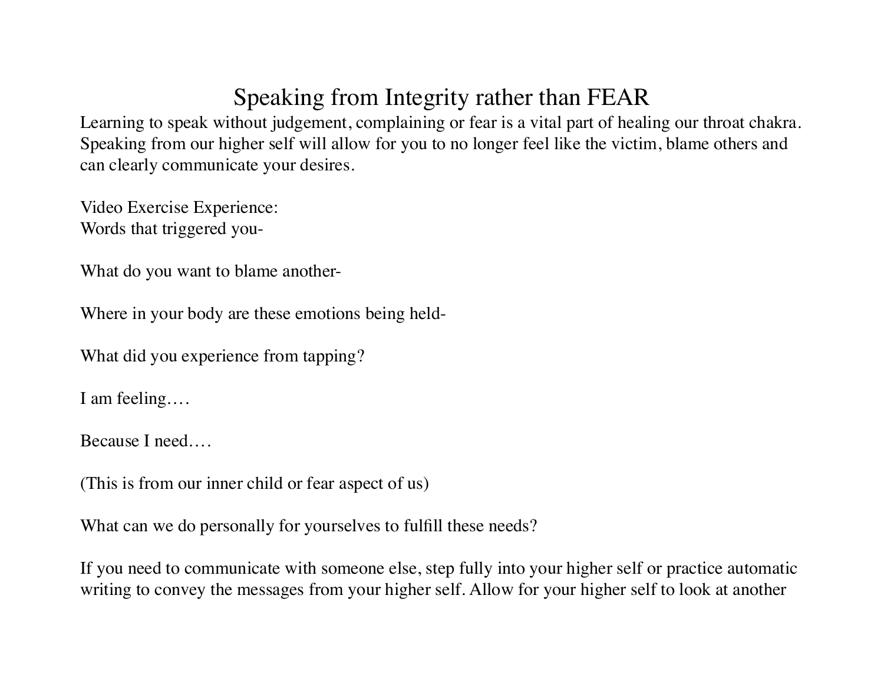# Speaking from Integrity rather than FEAR

Learning to speak without judgement, complaining or fear is a vital part of healing our throat chakra. Speaking from our higher self will allow for you to no longer feel like the victim, blame others and can clearly communicate your desires.

Video Exercise Experience:
Words that triggered you-

What do you want to blame another-

Where in your body are these emotions being held-

What did you experience from tapping?

I am feeling….

Because I need….

(This is from our inner child or fear aspect of us)

What can we do personally for yourselves to fulfill these needs?

If you need to communicate with someone else, step fully into your higher self or practice automatic writing to convey the messages from your higher self. Allow for your higher self to look at another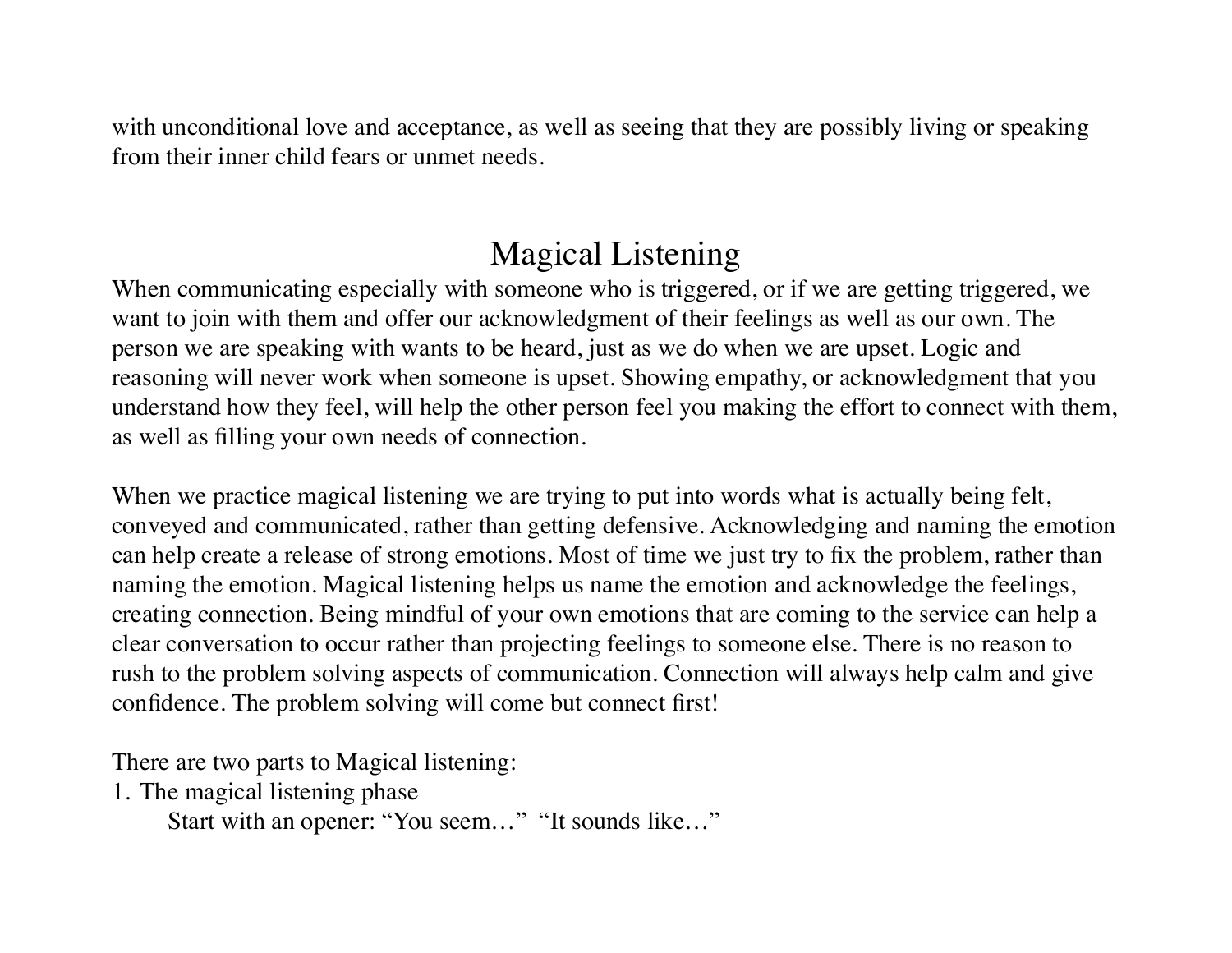with unconditional love and acceptance, as well as seeing that they are possibly living or speaking from their inner child fears or unmet needs.

## Magical Listening

When communicating especially with someone who is triggered, or if we are getting triggered, we want to join with them and offer our acknowledgment of their feelings as well as our own. The person we are speaking with wants to be heard, just as we do when we are upset. Logic and reasoning will never work when someone is upset. Showing empathy, or acknowledgment that you understand how they feel, will help the other person feel you making the effort to connect with them, as well as filling your own needs of connection.

When we practice magical listening we are trying to put into words what is actually being felt, conveyed and communicated, rather than getting defensive. Acknowledging and naming the emotion can help create a release of strong emotions. Most of time we just try to fix the problem, rather than naming the emotion. Magical listening helps us name the emotion and acknowledge the feelings, creating connection. Being mindful of your own emotions that are coming to the service can help a clear conversation to occur rather than projecting feelings to someone else. There is no reason to rush to the problem solving aspects of communication. Connection will always help calm and give confidence. The problem solving will come but connect first!

There are two parts to Magical listening:

1. The magical listening phase

    Start with an opener: "You seem…" "It sounds like…"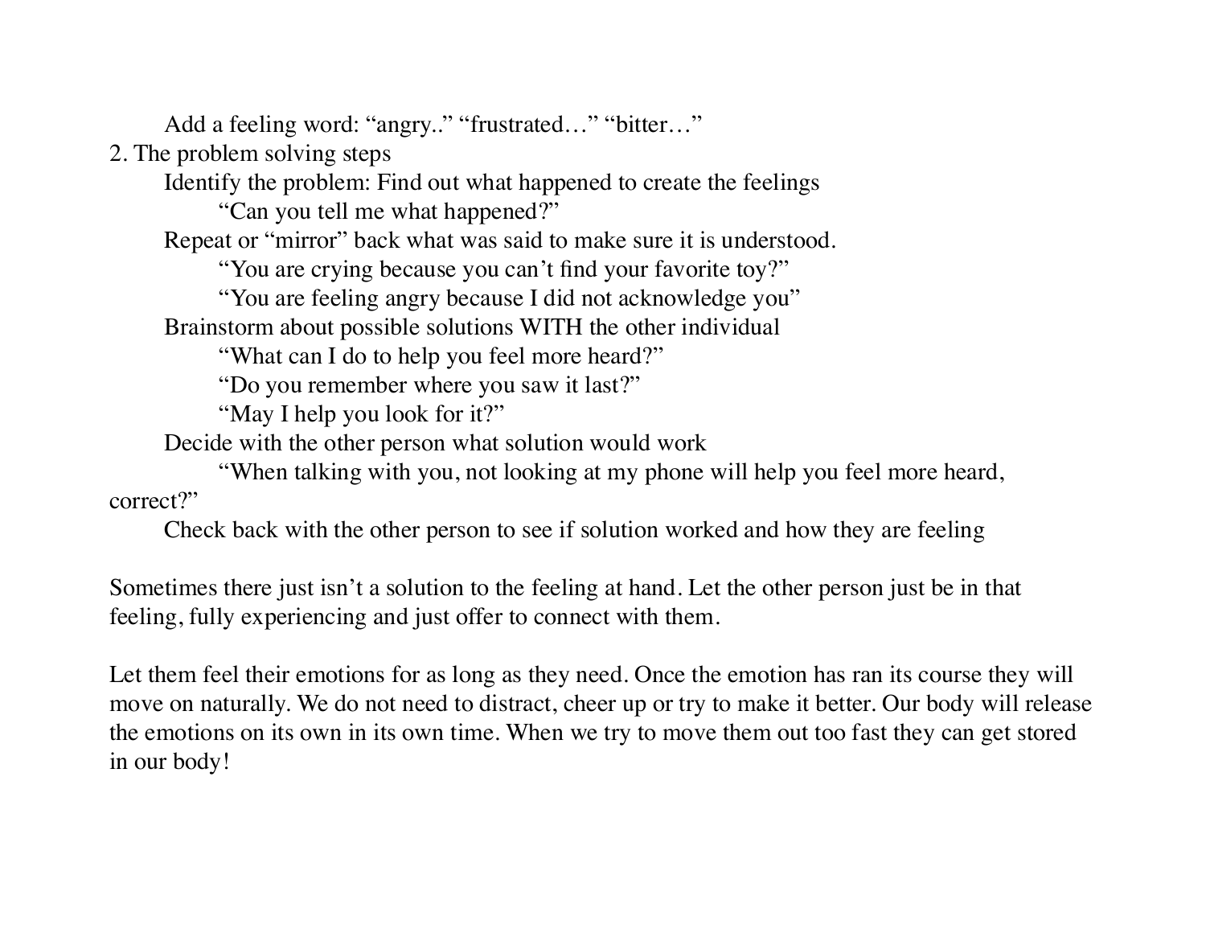Add a feeling word: “angry..” “frustrated…” “bitter…”

2. The problem solving steps

    Identify the problem: Find out what happened to create the feelings

        “Can you tell me what happened?”

    Repeat or “mirror” back what was said to make sure it is understood.

        “You are crying because you can’t find your favorite toy?”

        “You are feeling angry because I did not acknowledge you”

    Brainstorm about possible solutions WITH the other individual

        “What can I do to help you feel more heard?”

        “Do you remember where you saw it last?”

        “May I help you look for it?”

    Decide with the other person what solution would work

        “When talking with you, not looking at my phone will help you feel more heard, correct?”

    Check back with the other person to see if solution worked and how they are feeling

Sometimes there just isn’t a solution to the feeling at hand. Let the other person just be in that feeling, fully experiencing and just offer to connect with them.

Let them feel their emotions for as long as they need. Once the emotion has ran its course they will move on naturally. We do not need to distract, cheer up or try to make it better. Our body will release the emotions on its own in its own time. When we try to move them out too fast they can get stored in our body!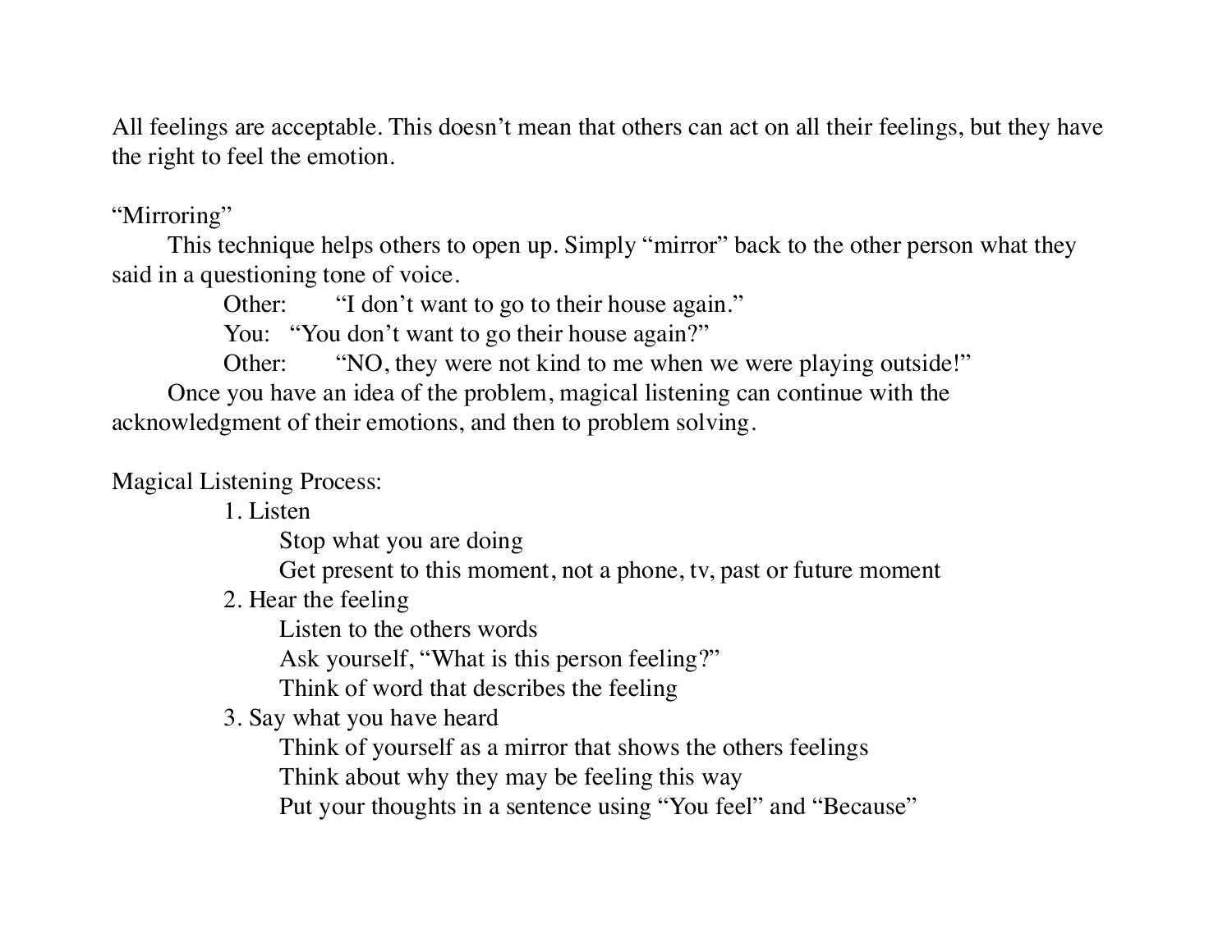All feelings are acceptable. This doesn't mean that others can act on all their feelings, but they have the right to feel the emotion.

"Mirroring"

This technique helps others to open up. Simply "mirror" back to the other person what they said in a questioning tone of voice.

> Other: "I don't want to go to their house again."
>
> You: "You don't want to go their house again?"
>
> Other: "NO, they were not kind to me when we were playing outside!"

Once you have an idea of the problem, magical listening can continue with the acknowledgment of their emotions, and then to problem solving.

Magical Listening Process:

1. Listen
   - Stop what you are doing
   - Get present to this moment, not a phone, tv, past or future moment
2. Hear the feeling
   - Listen to the others words
   - Ask yourself, "What is this person feeling?"
   - Think of word that describes the feeling
3. Say what you have heard
   - Think of yourself as a mirror that shows the others feelings
   - Think about why they may be feeling this way
   - Put your thoughts in a sentence using "You feel" and "Because"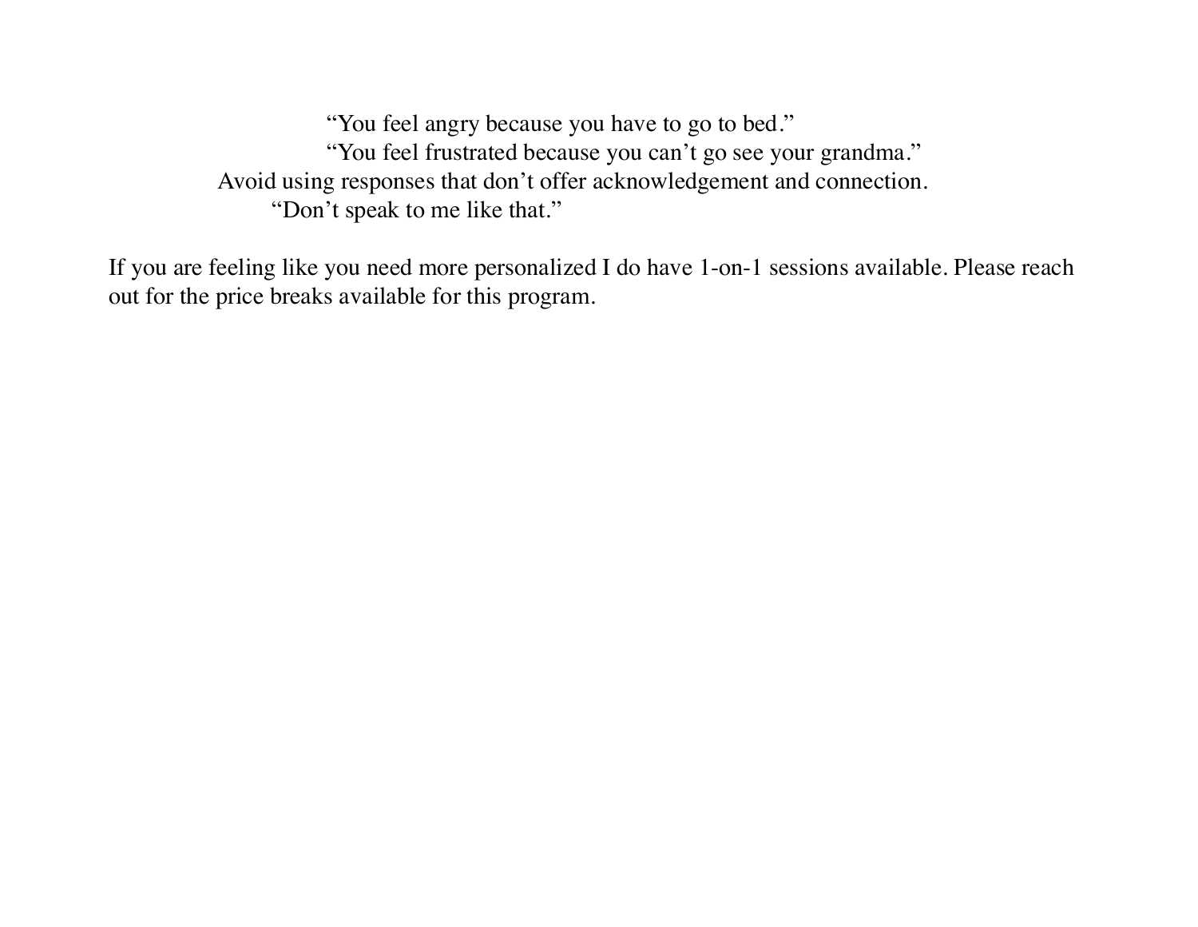"You feel angry because you have to go to bed."

"You feel frustrated because you can't go see your grandma."

Avoid using responses that don't offer acknowledgement and connection.

"Don't speak to me like that."

If you are feeling like you need more personalized I do have 1-on-1 sessions available. Please reach out for the price breaks available for this program.